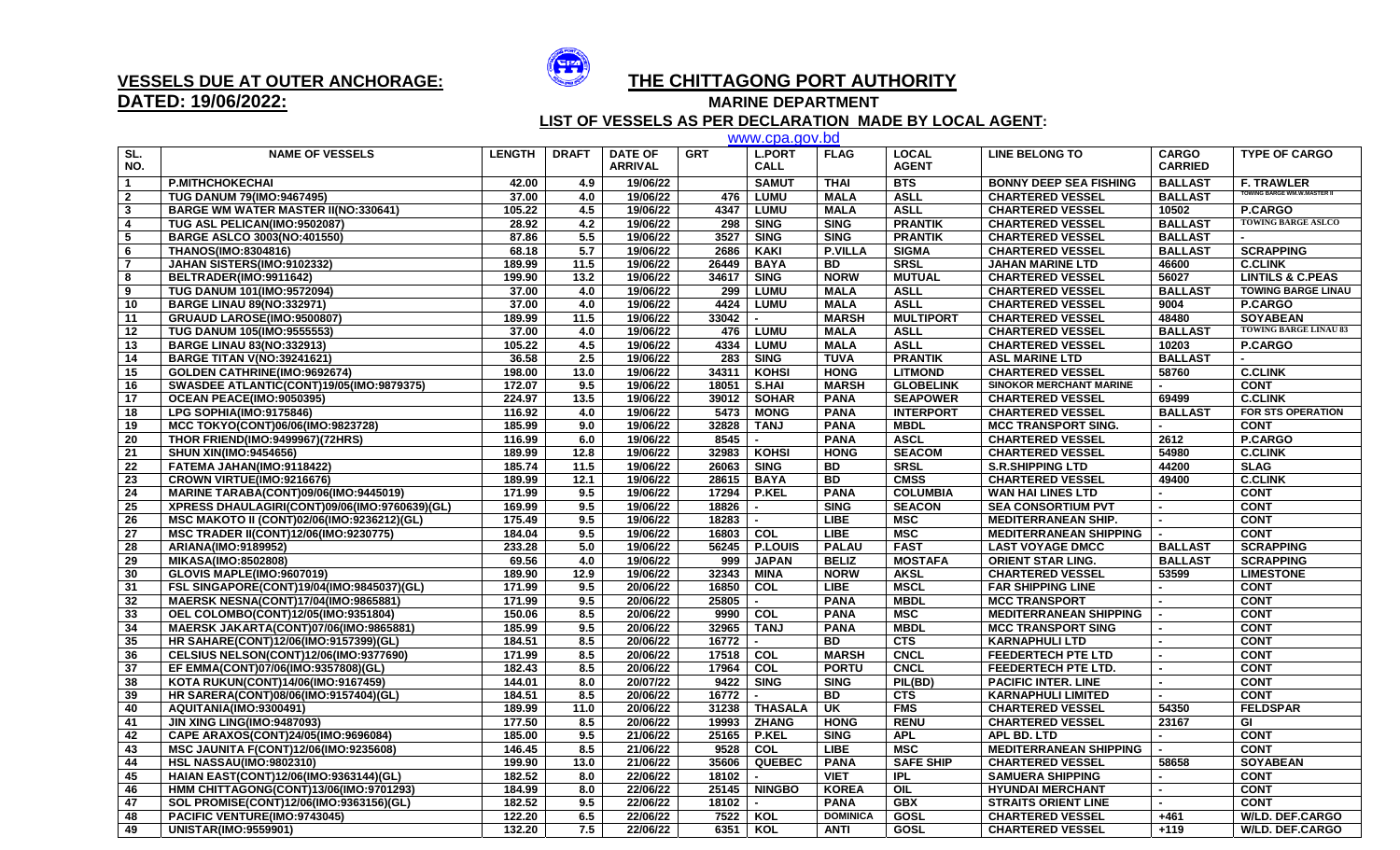**VESSELS DUE AT OUTER ANCHORAGE:**

**DATED: 19/06/2022:**

# THE CHITTAGONG PORT AUTHORITY

## MARINE DEPARTMENT

### LIST OF VESSELS AS PER DECLARATION MADE BY LOCAL AGENT:

www.cpa.gov.bd

| SL. NO. | NAME OF VESSELS | LENGTH | DRAFT | DATE OF ARRIVAL | GRT | L.PORT CALL | FLAG | LOCAL AGENT | LINE BELONG TO | CARGO CARRIED | TYPE OF CARGO |
|---|---|---|---|---|---|---|---|---|---|---|---|
| 1 | P.MITHCHOKECHAI | 42.00 | 4.9 | 19/06/22 | | SAMUT | THAI | BTS | BONNY DEEP SEA FISHING | BALLAST | F. TRAWLER |
| 2 | TUG DANUM 79(IMO:9467495) | 37.00 | 4.0 | 19/06/22 | 476 | LUMU | MALA | ASLL | CHARTERED VESSEL | BALLAST | TOWING BARGE WM.W.MASTER II |
| 3 | BARGE WM WATER MASTER II(NO:330641) | 105.22 | 4.5 | 19/06/22 | 4347 | LUMU | MALA | ASLL | CHARTERED VESSEL | 10502 | P.CARGO |
| 4 | TUG ASL PELICAN(IMO:9502087) | 28.92 | 4.2 | 19/06/22 | 298 | SING | SING | PRANTIK | CHARTERED VESSEL | BALLAST | TOWING BARGE ASLCO |
| 5 | BARGE ASLCO 3003(NO:401550) | 87.86 | 5.5 | 19/06/22 | 3527 | SING | SING | PRANTIK | CHARTERED VESSEL | BALLAST | - |
| 6 | THANOS(IMO:8304816) | 68.18 | 5.7 | 19/06/22 | 2686 | KAKI | P.VILLA | SIGMA | CHARTERED VESSEL | BALLAST | SCRAPPING |
| 7 | JAHAN SISTERS(IMO:9102332) | 189.99 | 11.5 | 19/06/22 | 26449 | BAYA | BD | SRSL | JAHAN MARINE LTD | 46600 | C.CLINK |
| 8 | BELTRADER(IMO:9911642) | 199.90 | 13.2 | 19/06/22 | 34617 | SING | NORW | MUTUAL | CHARTERED VESSEL | 56027 | LINTILS & C.PEAS |
| 9 | TUG DANUM 101(IMO:9572094) | 37.00 | 4.0 | 19/06/22 | 299 | LUMU | MALA | ASLL | CHARTERED VESSEL | BALLAST | TOWING BARGE LINAU |
| 10 | BARGE LINAU 89(NO:332971) | 37.00 | 4.0 | 19/06/22 | 4424 | LUMU | MALA | ASLL | CHARTERED VESSEL | 9004 | P.CARGO |
| 11 | GRUAUD LAROSE(IMO:9500807) | 189.99 | 11.5 | 19/06/22 | 33042 | - | MARSH | MULTIPORT | CHARTERED VESSEL | 48480 | SOYABEAN |
| 12 | TUG DANUM 105(IMO:9555553) | 37.00 | 4.0 | 19/06/22 | 476 | LUMU | MALA | ASLL | CHARTERED VESSEL | BALLAST | TOWING BARGE LINAU 83 |
| 13 | BARGE LINAU 83(NO:332913) | 105.22 | 4.5 | 19/06/22 | 4334 | LUMU | MALA | ASLL | CHARTERED VESSEL | 10203 | P.CARGO |
| 14 | BARGE TITAN V(NO:39241621) | 36.58 | 2.5 | 19/06/22 | 283 | SING | TUVA | PRANTIK | ASL MARINE LTD | BALLAST | - |
| 15 | GOLDEN CATHRINE(IMO:9692674) | 198.00 | 13.0 | 19/06/22 | 34311 | KOHSI | HONG | LITMOND | CHARTERED VESSEL | 58760 | C.CLINK |
| 16 | SWASDEE ATLANTIC(CONT)19/05(IMO:9879375) | 172.07 | 9.5 | 19/06/22 | 18051 | S.HAI | MARSH | GLOBELINK | SINOKOR MERCHANT MARINE | - | CONT |
| 17 | OCEAN PEACE(IMO:9050395) | 224.97 | 13.5 | 19/06/22 | 39012 | SOHAR | PANA | SEAPOWER | CHARTERED VESSEL | 69499 | C.CLINK |
| 18 | LPG SOPHIA(IMO:9175846) | 116.92 | 4.0 | 19/06/22 | 5473 | MONG | PANA | INTERPORT | CHARTERED VESSEL | BALLAST | FOR STS OPERATION |
| 19 | MCC TOKYO(CONT)06/06(IMO:9823728) | 185.99 | 9.0 | 19/06/22 | 32828 | TANJ | PANA | MBDL | MCC TRANSPORT SING. | - | CONT |
| 20 | THOR FRIEND(IMO:9499967)(72HRS) | 116.99 | 6.0 | 19/06/22 | 8545 | - | PANA | ASCL | CHARTERED VESSEL | 2612 | P.CARGO |
| 21 | SHUN XIN(IMO:9454656) | 189.99 | 12.8 | 19/06/22 | 32983 | KOHSI | HONG | SEACOM | CHARTERED VESSEL | 54980 | C.CLINK |
| 22 | FATEMA JAHAN(IMO:9118422) | 185.74 | 11.5 | 19/06/22 | 26063 | SING | BD | SRSL | S.R.SHIPPING LTD | 44200 | SLAG |
| 23 | CROWN VIRTUE(IMO:9216676) | 189.99 | 12.1 | 19/06/22 | 28615 | BAYA | BD | CMSS | CHARTERED VESSEL | 49400 | C.CLINK |
| 24 | MARINE TARABA(CONT)09/06(IMO:9445019) | 171.99 | 9.5 | 19/06/22 | 17294 | P.KEL | PANA | COLUMBIA | WAN HAI LINES LTD | - | CONT |
| 25 | XPRESS DHAULAGIRI(CONT)09/06(IMO:9760639)(GL) | 169.99 | 9.5 | 19/06/22 | 18826 | - | SING | SEACON | SEA CONSORTIUM PVT | - | CONT |
| 26 | MSC MAKOTO II (CONT)02/06(IMO:9236212)(GL) | 175.49 | 9.5 | 19/06/22 | 18283 | - | LIBE | MSC | MEDITERRANEAN SHIP. | - | CONT |
| 27 | MSC TRADER II(CONT)12/06(IMO:9230775) | 184.04 | 9.5 | 19/06/22 | 16803 | COL | LIBE | MSC | MEDITERRANEAN SHIPPING | - | CONT |
| 28 | ARIANA(IMO:9189952) | 233.28 | 5.0 | 19/06/22 | 56245 | P.LOUIS | PALAU | FAST | LAST VOYAGE DMCC | BALLAST | SCRAPPING |
| 29 | MIKASA(IMO:8502808) | 69.56 | 4.0 | 19/06/22 | 999 | JAPAN | BELIZ | MOSTAFA | ORIENT STAR LING. | BALLAST | SCRAPPING |
| 30 | GLOVIS MAPLE(IMO:9607019) | 189.90 | 12.9 | 19/06/22 | 32343 | MINA | NORW | AKSL | CHARTERED VESSEL | 53599 | LIMESTONE |
| 31 | FSL SINGAPORE(CONT)19/04(IMO:9845037)(GL) | 171.99 | 9.5 | 20/06/22 | 16850 | COL | LIBE | MSCL | FAR SHIPPING LINE | - | CONT |
| 32 | MAERSK NESNA(CONT)17/04(IMO:9865881) | 171.99 | 9.5 | 20/06/22 | 25805 | - | PANA | MBDL | MCC TRANSPORT | - | CONT |
| 33 | OEL COLOMBO(CONT)12/05(IMO:9351804) | 150.06 | 8.5 | 20/06/22 | 9990 | COL | PANA | MSC | MEDITERRANEAN SHIPPING | - | CONT |
| 34 | MAERSK JAKARTA(CONT)07/06(IMO:9865881) | 185.99 | 9.5 | 20/06/22 | 32965 | TANJ | PANA | MBDL | MCC TRANSPORT SING | - | CONT |
| 35 | HR SAHARE(CONT)12/06(IMO:9157399)(GL) | 184.51 | 8.5 | 20/06/22 | 16772 | - | BD | CTS | KARNAPHULI LTD | - | CONT |
| 36 | CELSIUS NELSON(CONT)12/06(IMO:9377690) | 171.99 | 8.5 | 20/06/22 | 17518 | COL | MARSH | CNCL | FEEDERTECH PTE LTD | - | CONT |
| 37 | EF EMMA(CONT)07/06(IMO:9357808)(GL) | 182.43 | 8.5 | 20/06/22 | 17964 | COL | PORTU | CNCL | FEEDERTECH PTE LTD. | - | CONT |
| 38 | KOTA RUKUN(CONT)14/06(IMO:9167459) | 144.01 | 8.0 | 20/07/22 | 9422 | SING | SING | PIL(BD) | PACIFIC INTER. LINE | - | CONT |
| 39 | HR SARERA(CONT)08/06(IMO:9157404)(GL) | 184.51 | 8.5 | 20/06/22 | 16772 | - | BD | CTS | KARNAPHULI LIMITED | - | CONT |
| 40 | AQUITANIA(IMO:9300491) | 189.99 | 11.0 | 20/06/22 | 31238 | THASALA | UK | FMS | CHARTERED VESSEL | 54350 | FELDSPAR |
| 41 | JIN XING LING(IMO:9487093) | 177.50 | 8.5 | 20/06/22 | 19993 | ZHANG | HONG | RENU | CHARTERED VESSEL | 23167 | GI |
| 42 | CAPE ARAXOS(CONT)24/05(IMO:9696084) | 185.00 | 9.5 | 21/06/22 | 25165 | P.KEL | SING | APL | APL BD. LTD | - | CONT |
| 43 | MSC JAUNITA F(CONT)12/06(IMO:9235608) | 146.45 | 8.5 | 21/06/22 | 9528 | COL | LIBE | MSC | MEDITERRANEAN SHIPPING | - | CONT |
| 44 | HSL NASSAU(IMO:9802310) | 199.90 | 13.0 | 21/06/22 | 35606 | QUEBEC | PANA | SAFE SHIP | CHARTERED VESSEL | 58658 | SOYABEAN |
| 45 | HAIAN EAST(CONT)12/06(IMO:9363144)(GL) | 182.52 | 8.0 | 22/06/22 | 18102 | - | VIET | IPL | SAMUERA SHIPPING | - | CONT |
| 46 | HMM CHITTAGONG(CONT)13/06(IMO:9701293) | 184.99 | 8.0 | 22/06/22 | 25145 | NINGBO | KOREA | OIL | HYUNDAI MERCHANT | - | CONT |
| 47 | SOL PROMISE(CONT)12/06(IMO:9363156)(GL) | 182.52 | 9.5 | 22/06/22 | 18102 | - | PANA | GBX | STRAITS ORIENT LINE | - | CONT |
| 48 | PACIFIC VENTURE(IMO:9743045) | 122.20 | 6.5 | 22/06/22 | 7522 | KOL | DOMINICA | GOSL | CHARTERED VESSEL | +461 | W/LD. DEF.CARGO |
| 49 | UNISTAR(IMO:9559901) | 132.20 | 7.5 | 22/06/22 | 6351 | KOL | ANTI | GOSL | CHARTERED VESSEL | +119 | W/LD. DEF.CARGO |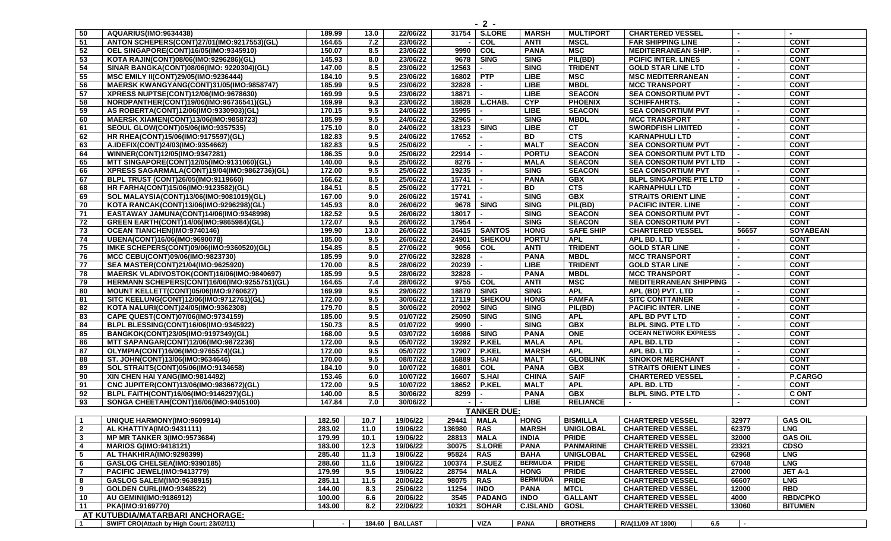| 50 | AQUARIUS(IMO:9634438) | 189.99 | 13.0 | 22/06/22 | 31754 | S.LORE | MARSH | MULTIPORT | CHARTERED VESSEL | - | - |
|---|---|---|---|---|---|---|---|---|---|---|---|
| 51 | ANTON SCHEPERS(CONT)27/01(IMO:9217553)(GL) | 164.65 | 7.2 | 23/06/22 | - | COL | ANTI | MSCL | FAR SHIPPING LINE | - | CONT |
| 52 | OEL SINGAPORE(CONT)16/05(IMO:9345910) | 150.07 | 8.5 | 23/06/22 | 9990 | COL | PANA | MSC | MEDITERRANEAN SHIP. | - | CONT |
| 53 | KOTA RAJIN(CONT)08/06(IMO:9296286)(GL) | 145.93 | 8.0 | 23/06/22 | 9678 | SING | SING | PIL(BD) | PCIFIC INTER. LINES | - | CONT |
| 54 | SINAR BANGKA(CONT)08/06(IMO: 9220304)(GL) | 147.00 | 8.5 | 23/06/22 | 12563 | - | SING | TRIDENT | GOLD STAR LINE LTD | - | CONT |
| 55 | MSC EMILY II(CONT)29/05(IMO:9236444) | 184.10 | 9.5 | 23/06/22 | 16802 | PTP | LIBE | MSC | MSC MEDITERRANEAN | - | CONT |
| 56 | MAERSK KWANGYANG(CONT)31/05(IMO:9858747) | 185.99 | 9.5 | 23/06/22 | 32828 | - | LIBE | MBDL | MCC TRANSPORT | - | CONT |
| 57 | XPRESS NUPTSE(CONT)12/06(IMO:9678630) | 169.99 | 9.5 | 23/06/22 | 18871 | - | LIBE | SEACON | SEA CONSORTIUM PVT | - | CONT |
| 58 | NORDPANTHER(CONT)19/06(IMO:96736541)(GL) | 169.99 | 9.3 | 23/06/22 | 18828 | L.CHAB. | CYP | PHOENIX | SCHIFFAHRTS. | - | CONT |
| 59 | AS ROBERTA(CONT)12/06(IMO:9330903)(GL) | 170.15 | 9.5 | 24/06/22 | 15995 | - | LIBE | SEACON | SEA CONSORTIUM PVT | - | CONT |
| 60 | MAERSK XIAMEN(CONT)13/06(IMO:9858723) | 185.99 | 9.5 | 24/06/22 | 32965 | - | SING | MBDL | MCC TRANSPORT | - | CONT |
| 61 | SEOUL GLOW(CONT)05/06(IMO:9357535) | 175.10 | 8.0 | 24/06/22 | 18123 | SING | LIBE | CT | SWORDFISH LIMITED | - | CONT |
| 62 | HR RHEA(CONT)15/06(IMO:9175597)(GL) | 182.83 | 9.5 | 24/06/22 | 17652 | - | BD | CTS | KARNAPHULI LTD | - | CONT |
| 63 | A.IDEFIX(CONT)24/03(IMO:9354662) | 182.83 | 9.5 | 25/06/22 | - | - | MALT | SEACON | SEA CONSORTIUM PVT | - | CONT |
| 64 | WINNER(CONT)12/05(IMO:9347281) | 186.35 | 9.0 | 25/06/22 | 22914 | - | PORTU | SEACON | SEA CONSORTIUM PVT LTD | - | CONT |
| 65 | MTT SINGAPORE(CONT)12/05(IMO:9131060)(GL) | 140.00 | 9.5 | 25/06/22 | 8276 | - | MALA | SEACON | SEA CONSORTIUM PVT LTD | - | CONT |
| 66 | XPRESS SAGARMALA(CONT)19/04(IMO:9862736)(GL) | 172.00 | 9.5 | 25/06/22 | 19235 | - | SING | SEACON | SEA CONSORTIUM PVT | - | CONT |
| 67 | BLPL TRUST (CONT)26/05(IMO:9119660) | 166.62 | 8.5 | 25/06/22 | 15741 | - | PANA | GBX | BLPL SINGAPORE PTE LTD | - | CONT |
| 68 | HR FARHA(CONT)15/06(IMO:9123582)(GL) | 184.51 | 8.5 | 25/06/22 | 17721 | - | BD | CTS | KARNAPHULI LTD | - | CONT |
| 69 | SOL MALAYSIA(CONT)13/06(IMO:9081019)(GL) | 167.00 | 9.0 | 26/06/22 | 15741 | - | SING | GBX | STRAITS ORIENT LINE | - | CONT |
| 70 | KOTA RANCAK(CONT)13/06(IMO:9296298)(GL) | 145.93 | 8.0 | 26/06/22 | 9678 | SING | SING | PIL(BD) | PACIFIC INTER. LINE | - | CONT |
| 71 | EASTAWAY JAMUNA(CONT)14/06(IMO:9348998) | 182.52 | 9.5 | 26/06/22 | 18017 | - | SING | SEACON | SEA CONSORTIUM PVT | - | CONT |
| 72 | GREEN EARTH(CONT)14/06(IMO:9865984)(GL) | 172.07 | 9.5 | 26/06/22 | 17954 | - | SING | SEACON | SEA CONSORTIUM PVT | - | CONT |
| 73 | OCEAN TIANCHEN(IMO:9740146) | 199.90 | 13.0 | 26/06/22 | 36415 | SANTOS | HONG | SAFE SHIP | CHARTERED VESSEL | 56657 | SOYABEAN |
| 74 | UBENA(CONT)16/06(IMO:9690078) | 185.00 | 9.5 | 26/06/22 | 24901 | SHEKOU | PORTU | APL | APL BD. LTD | - | CONT |
| 75 | IMKE SCHEPERS(CONT)09/06(IMO:9360520)(GL) | 154.85 | 8.5 | 27/06/22 | 9056 | COL | ANTI | TRIDENT | GOLD STAR LINE | - | CONT |
| 76 | MCC CEBU(CONT)09/06(IMO:9823730) | 185.99 | 9.0 | 27/06/22 | 32828 | - | PANA | MBDL | MCC TRANSPORT | - | CONT |
| 77 | SEA MASTER(CONT)21/04(IMO:9625920) | 170.00 | 8.5 | 28/06/22 | 20239 | - | LIBE | TRIDENT | GOLD STAR LINE | - | CONT |
| 78 | MAERSK VLADIVOSTOK(CONT)16/06(IMO:9840697) | 185.99 | 9.5 | 28/06/22 | 32828 | - | PANA | MBDL | MCC TRANSPORT | - | CONT |
| 79 | HERMANN SCHEPERS(CONT)16/06(IMO:9255751)(GL) | 164.65 | 7.4 | 28/06/22 | 9755 | COL | ANTI | MSC | MEDITERRANEAN SHIPPING | - | CONT |
| 80 | MOUNT KELLETT(CONT)05/06(IMO:9760627) | 169.99 | 9.5 | 29/06/22 | 18870 | SING | SING | APL | APL (BD) PVT. LTD | - | CONT |
| 81 | SITC KEELUNG(CONT)12/06(IMO:9712761)(GL) | 172.00 | 9.5 | 30/06/22 | 17119 | SHEKOU | HONG | FAMFA | SITC CONTTAINER | - | CONT |
| 82 | KOTA NALURI(CONT)24/05(IMO:9362308) | 179.70 | 8.5 | 30/06/22 | 20902 | SING | SING | PIL(BD) | PACIFIC INTER. LINE | - | CONT |
| 83 | CAPE QUEST(CONT)07/06(IMO:9734159) | 185.00 | 9.5 | 01/07/22 | 25090 | SING | SING | APL | APL BD PVT LTD | - | CONT |
| 84 | BLPL BLESSING(CONT)16/06(IMO:9345922) | 150.73 | 8.5 | 01/07/22 | 9990 | - | SING | GBX | BLPL SING. PTE LTD | - | CONT |
| 85 | BANGKOK(CONT)23/05(IMO:9197349)(GL) | 168.00 | 9.5 | 03/07/22 | 16986 | SING | PANA | ONE | OCEAN NETWORK EXPRESS | - | CONT |
| 86 | MTT SAPANGAR(CONT)12/06(IMO:9872236) | 172.00 | 9.5 | 05/07/22 | 19292 | P.KEL | MALA | APL | APL BD. LTD | - | CONT |
| 87 | OLYMPIA(CONT)16/06(IMO:9765574)(GL) | 172.00 | 9.5 | 05/07/22 | 17907 | P.KEL | MARSH | APL | APL BD. LTD | - | CONT |
| 88 | ST. JOHN(CONT)13/06(IMO:9634646) | 170.00 | 9.5 | 08/07/22 | 16889 | S.HAI | MALT | GLOBLINK | SINOKOR MERCHANT | - | CONT |
| 89 | SOL STRAITS(CONT)05/06(IMO:9134658) | 184.10 | 9.0 | 10/07/22 | 16801 | COL | PANA | GBX | STRAITS ORIENT LINES | - | CONT |
| 90 | XIN CHEN HAI YANG(IMO:9814492) | 153.46 | 6.0 | 10/07/22 | 16607 | S.HAI | CHINA | SAIF | CHARTERED VESSEL | - | P.CARGO |
| 91 | CNC JUPITER(CONT)13/06(IMO:9836672)(GL) | 172.00 | 9.5 | 10/07/22 | 18652 | P.KEL | MALT | APL | APL BD. LTD | - | CONT |
| 92 | BLPL FAITH(CONT)16/06(IMO:9146297)(GL) | 140.00 | 8.5 | 30/06/22 | 8299 | - | PANA | GBX | BLPL SING. PTE LTD | - | C ONT |
| 93 | SONGA CHEETAH(CONT)16/06(IMO:9405100) | 147.84 | 7.0 | 30/06/22 | - | - | LIBE | RELIANCE | - | - | CONT |

**TANKER DUE:**

| 1 | UNIQUE HARMONY(IMO:9609914) | 182.50 | 10.7 | 19/06/22 | 29441 | MALA | HONG | BISMILLA | CHARTERED VESSEL | 32977 | GAS OIL |
|---|---|---|---|---|---|---|---|---|---|---|---|
| 2 | AL KHATTIYA(IMO:9431111) | 283.02 | 11.0 | 19/06/22 | 136980 | RAS | MARSH | UNIGLOBAL | CHARTERED VESSEL | 62379 | LNG |
| 3 | MP MR TANKER 3(IMO:9573684) | 179.99 | 10.1 | 19/06/22 | 28813 | MALA | INDIA | PRIDE | CHARTERED VESSEL | 32000 | GAS OIL |
| 4 | MARIOS G(IMO:9418121) | 183.00 | 12.3 | 19/06/22 | 30075 | S.LORE | PANA | PANMARINE | CHARTERED VESSEL | 23321 | CDSO |
| 5 | AL THAKHIRA(IMO:9298399) | 285.40 | 11.3 | 19/06/22 | 95824 | RAS | BAHA | UNIGLOBAL | CHARTERED VESSEL | 62968 | LNG |
| 6 | GASLOG CHELSEA(IMO:9390185) | 288.60 | 11.6 | 19/06/22 | 100374 | P.SUEZ | BERMUDA | PRIDE | CHARTERED VESSEL | 67048 | LNG |
| 7 | PACIFIC JEWEL(IMO:9413779) | 179.99 | 9.5 | 19/06/22 | 28754 | MALA | HONG | PRIDE | CHARTERED VESSEL | 27000 | JET A-1 |
| 8 | GASLOG SALEM(IMO:9638915) | 285.11 | 11.5 | 20/06/22 | 98075 | RAS | BERMIUDA | PRIDE | CHARTERED VESSEL | 66607 | LNG |
| 9 | GOLDEN CURL(IMO:9348522) | 144.00 | 8.3 | 25/06/22 | 11254 | INDO | PANA | MTCL | CHARTERED VESSEL | 12000 | RBD |
| 10 | AU GEMINI(IMO:9186912) | 100.00 | 6.6 | 20/06/22 | 3545 | PADANG | INDO | GALLANT | CHARTERED VESSEL | 4000 | RBD/CPKO |
| 11 | PKA(IMO:9169770) | 143.00 | 8.2 | 22/06/22 | 10321 | SOHAR | C.ISLAND | GOSL | CHARTERED VESSEL | 13060 | BITUMEN |

**AT KUTUBDIA/MATARBARI ANCHORAGE:**

| 1 | SWIFT CRO(Attach by High Court: 23/02/11) | - | 184.60 | BALLAST | | VIZA | PANA | BROTHERS | R/A(11/09 AT 1800) | 6.5 | - |
|---|---|---|---|---|---|---|---|---|---|---|---|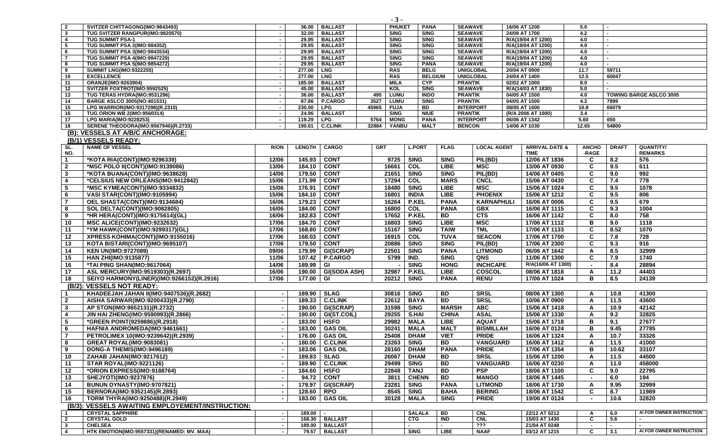| | | | | | | | | | | | | | |
|---|---|---|---|---|---|---|---|---|---|---|---|---|---|
| 2 | SVITZER CHITTAGONG(IMO:9843493) | - | 36.00 | BALLAST | | PHUKET | PANA | SEAWAVE | 16/06 AT 1200 | 5.0 | - | |
| 3 | TUG SVITZER RANGPUR(IMO:9820570) | - | 32.00 | BALLAST | | SING | SING | SEAWAVE | 24/09 AT 1700 | 4.2 | - | |
| 4 | TUG SUMMIT PSA-1 | - | 29.95 | BALLAST | | SING | SING | SEAWAVE | R/A(19/04 AT 1200) | 4.0 | - | |
| 5 | TUG SUMMIT PSA 2(IMO:984352) | - | 29.95 | BALLAST | | SING | SING | SEAWAVE | R/A(19/04 AT 1200) | 4.0 | - | |
| 6 | TUG SUMMIT PSA 3(IMO:9843534) | - | 29.95 | BALLAST | | SING | SING | SEAWAVE | R/A(19/04 AT 1200) | 4.0 | - | |
| 7 | TUG SUMMIT PSA 4(IMO:9847229) | - | 29.95 | BALLAST | | SING | SING | SEAWAVE | R/A(19/04 AT 1200) | 4.0 | - | |
| 8 | TUG SUMMIT PSA 5(IMO:9854272) | - | 29.95 | BALLAST | | SING | PANA | SEAWAVE | R/A(19/04 AT 1200) | 4.0 | - | |
| 9 | SUMMIT LNG(IMO:9322255) | - | 277.00 | LNG | | RAS | BELG | UNIGLOBAL | 20/04 AT 0900 | 11.7 | 59711 | |
| 10 | EXCELLENCE | - | 277.00 | LNG | | RAS | BELGIUM | UNIGLOBAL | 24/04 AT 1400 | 12.5 | 60047 | |
| 11 | ORANJE(IMO:9263904) | - | 185.00 | BALLAST | | MILA | CYP | PRANTIK | 02/02 AT 1000 | 8.0 | - | |
| 12 | SVITZER FOXTROT(IMO:9592525) | - | 45.00 | BALLAST | | KOL | SING | SEAWAVE | R/A(14/03 AT 1830) | 5.0 | - | |
| 13 | TUG TERAS HYDRA(IMO:9531296) | - | 36.00 | BALLAST | 495 | LUMU | INDO | PRANTIK | 04/05 AT 1500 | 4.0 | TOWING BARGE ASLCO 3005 | |
| 14 | BARGE ASLCO 3005(NO:401531) | - | 87.86 | P.CARGO | 3527 | LUMU | SING | PRANTIK | 04/05 AT 1500 | 4.2 | 7899 | |
| 15 | LPG WARRIOR(IMO:9317298)(R.2310) | - | 230.00 | LPG | 45965 | FUJA | BD | INTERPORT | 08/05 AT 1600 | 10.8 | 66079 | |
| 16 | TUG ORION WB 2(IMO:9560314) | - | 24.96 | BALLAST | | SING | NIUE | PRANTIK | (R/A 2006 AT 1000) | 3.4 | - | |
| 17 | LPG MARIA(IMO:9228253) | - | 119.29 | LPG | 5764 | MONG | PANA | INTERPORT | 06/06 AT 1342 | 5.60 | 650 | |
| 18 | SERENE THEODORA(IMO:9567946)(R.2733) | - | 190.01 | C.CLINK | 32884 | YANBU | MALT | BENCON | 14/06 AT 1030 | 12.65 | 54800 | |

## (B): VESSELS AT A/B/C ANCHORAGE:

### (B/1) VESSELS READY:

| SL. NO. | NAME OF VESSEL | R/ON | LENGTH | CARGO | GRT | L.PORT | FLAG | LOCAL AGENT | ARRIVAL DATE & TIME | ANCHO-RAGE | DRAFT | QUANTITY/ REMARKS |
|---|---|---|---|---|---|---|---|---|---|---|---|---|
| 1 | *KOTA RIA(CONT)(IMO:9296339) | 12/06 | 145.93 | CONT | 9725 | SING | SING | PIL(BD) | 12/06 AT 1836 | C | 8.2 | 576 |
| 2 | *MSC POLO II(CONT)(IMO:9139086) | 13/06 | 184.10 | CONT | 16661 | COL | LIBE | MSC | 13/06 AT 0930 | C | 9.5 | 611 |
| 3 | *KOTA BUANA(CONT)(IMO:9638628) | 14/06 | 179.50 | CONT | 21651 | SING | SING | PIL(BD) | 14/06 AT 0405 | C | 9.0 | 992 |
| 4 | *CELSIUS NEW ORLEANS(IMO:9412842) | 15/06 | 171.99 | CONT | 17294 | COL | MARS | CNCL | 15/06 AT 0430 | C | 7.4 | 778 |
| 5 | *MSC KYMEA(CONT)(IMO:9334832) | 15/06 | 176.91 | CONT | 18480 | SING | LIBE | MSC | 15/06 AT 1024 | C | 9.5 | 1078 |
| 6 | VASI STAR(CONT)(IMO:9105994) | 15/06 | 184.10 | CONT | 16801 | INDIA | LIBE | PHOENIX | 15/06 AT 1212 | C | 9.5 | 806 |
| 7 | OEL SHASTA(CONT)(IMO:9134684) | 16/06 | 179.23 | CONT | 16264 | P.KEL | PANA | KARNAPHULI | 16/06 AT 0006 | C | 9.5 | 679 |
| 8 | SOL DELTA(CONT)(IMO:9082805) | 16/06 | 184.00 | CONT | 16800 | COL | PANA | GBX | 16/06 AT 1115 | C | 9.3 | 1004 |
| 9 | *HR HERA(CONT)(IMO:9175614)(GL) | 16/06 | 182.83 | CONT | 17652 | P.KEL | BD | CTS | 16/06 AT 1142 | C | 8.0 | 758 |
| 10 | MSC ALICE(CONT)(IMO:9232632) | 17/06 | 184.70 | CONT | 16803 | SING | LIBE | MSC | 17/06 AT 1112 | B | 9.0 | 1118 |
| 11 | *YM HAWK(CONT)(IMO:9299317)(GL) | 17/06 | 168.80 | CONT | 15167 | SING | TAIW | TML | 17/06 AT 1133 | C | 8.52 | 1070 |
| 12 | XPRESS KOHIMA(CONT)(IMO:9155016) | 17/06 | 168.03 | CONT | 16915 | COL | TUVA | SEACON | 17/06 AT 1700 | C | 7.8 | 728 |
| 13 | KOTA BISTARI(CONT)(IMO:9695107) | 17/06 | 179.50 | CONT | 20886 | SING | SING | PIL(BD) | 17/06 AT 2300 | C | 9.3 | 916 |
| 14 | KEN UN(IMO:9727089) | 09/06 | 179.99 | GI(SCRAP) | 22501 | SING | PANA | LITMOND | 06/06 AT 1642 | A | 8.5 | 32999 |
| 15 | HAN ZHI(IMO:9135877) | 11/06 | 107.42 | P.CARGO | 5799 | IND. | SING | QNS | 11/06 AT 1300 | C | 7.9 | 1740 |
| 16 | *TAI PING SHAN(IMO:9617064) | 14/06 | 189.99 | GI | - | SING | HONG | INCHCAPE | R/A(16/06 AT 1300) | - | 8.4 | 28894 |
| 17 | ASL MERCURY(IMO:9519303)(R.2697) | 16/06 | 190.00 | GI(SODA ASH) | 32987 | P.KEL | LIBE | COSCOL | 08/06 AT 1818 | A | 11.2 | 44403 |
| 18 | SEIYO HARMONY(LINER)(IMO:9266152)(R.2916) | 17/06 | 177.00 | GI | 20212 | SING | PANA | RENU | 17/06 AT 1024 | B | 8.5 | 24139 |

### (B/2): VESSELS NOT READY:

| SL. NO. | NAME OF VESSEL | R/ON | LENGTH | CARGO | GRT | L.PORT | FLAG | LOCAL AGENT | ARRIVAL DATE & TIME | ANCHO-RAGE | DRAFT | QUANTITY/ REMARKS |
|---|---|---|---|---|---|---|---|---|---|---|---|---|
| 1 | KHADEEJAH JAHAN II(IMO:9407536)(R.2682) | - | 189.90 | SLAG | 30816 | SING | BD | SRSL | 08/06 AT 1300 | A | 10.8 | 41300 |
| 2 | AISHA SARWAR(IMO:9200433)(R.2790) | - | 189.33 | C.CLINK | 22612 | BAYA | BD | SRSL | 10/06 AT 0900 | A | 11.5 | 43600 |
| 3 | AP STON(IMO:9652131)(R.2732) | - | 190.00 | GI(SCRAP) | 31598 | SING | MARSH | ABC | 15/06 AT 1418 | A | 10.9 | 42142 |
| 4 | JIN HAI ZHENG(IMO:9590993)(R.2866) | - | 190.00 | GI(ST.COIL) | 29255 | S.HAI | CHINA | ASAL | 15/06 AT 1330 | A | 9.2 | 32825 |
| 5 | *GREEN POINT(9259886)(R.2918) | - | 183.00 | HSFO | 29982 | MALA | LIBE | AQUAT | 15/06 AT 1718 | B | 9.1 | 27677 |
| 6 | HAFNIA ANDROMEDA(IMO:9461661) | - | 183.00 | GAS OIL | 30241 | MALA | MALT | BISMILLAH | 16/06 AT 0124 | B | 9.45 | 27785 |
| 7 | PETROLIMEX 10(IMO:9239642)(R.2939) | - | 176.00 | GAS OIL | 25408 | DHAM | VIET | PRIDE | 16/06 AT 1324 | A | 10.7 | 33326 |
| 8 | GREAT ROYAL(IMO:9083081) | - | 180.00 | C.CLINK | 23263 | SING | BD | VANGUARD | 16/06 AT 1412 | A | 11.5 | 41000 |
| 9 | DONG-A THEMIS(IMO:9496189) | - | 183.06 | GAS OIL | 28160 | DHAM | PANA | PRIDE | 17/06 AT 1354 | B | 10.62 | 33107 |
| 10 | ZAHAB JAHAN(IMO:9217612) | - | 189.83 | SLAG | 26067 | DHAM | BD | SRSL | 15/06 AT 1200 | A | 11.5 | 44500 |
| 11 | STAR ROYAL(IMO:9221126) | - | 189.90 | C.CLINK | 29499 | SING | BD | VANGUARD | 16/06 AT 0230 | A | 11.0 | 458000 |
| 12 | *ORION EXPRESS(IMO:9188764) | - | 184.60 | HSFO | 22848 | TANJ | BD | PSP | 18/06 AT 1100 | C | 9.0 | 22795 |
| 13 | SHEJYOTI(IMO:9237876) | - | 94.72 | CONT | 3811 | CHENN | BD | MANGO | 18/06 AT 1445 | - | 6.0 | 194 |
| 14 | BUNUN DYNASTY(IMO:9707821) | - | 179.97 | GI(SCRAP) | 23281 | SING | PANA | LITMOND | 18/06 AT 1730 | A | 9.95 | 32999 |
| 15 | BERNORA(IMO:9352145)(R.2893) | - | 128.60 | RPO | 8545 | SING | BAHA | BERING | 18/06 AT 1542 | C | 8.7 | 11989 |
| 16 | TORM THYRA(IMO:9250488)(R.2949) | - | 183.00 | GAS OIL | 30128 | MALA | SING | PRIDE | 19/06 AT 0124 | - | 10.6 | 32820 |

### (B/3): VESSELS AWAITING EMPLOYEMENT/INSTRUCTION:

| SL. NO. | NAME OF VESSEL | R/ON | LENGTH | CARGO | GRT | L.PORT | FLAG | LOCAL AGENT | ARRIVAL DATE & TIME | ANCHO-RAGE | DRAFT | QUANTITY/ REMARKS |
|---|---|---|---|---|---|---|---|---|---|---|---|---|
| 1 | CRYSTAL SAPPHIRE | - | 189.00 | - | | SALALA | BD | CNL | 22/12 AT 0212 | A | 6.0 | A/.FOR OWNER INSTRUCTION |
| 2 | CRYSTAL GOLD | - | 168.30 | BALLAST | | CTG | IND | CNL | 15/03 AT 1430 | C | 5.6 | - |
| 3 | CHELSEA | - | 189.00 | BALLAST | | - | - | ??? | 21/04 AT 0248 | - | - | - |
| 4 | HTK EMOTION(IMO:9557331)(RENAMED: MV. MAA) | - | 79.57 | BALLAST | | SING | LIBE | NAAF | 03/12 AT 1215 | C | 3.1 | A/.FOR OWNER INSTRUCTION |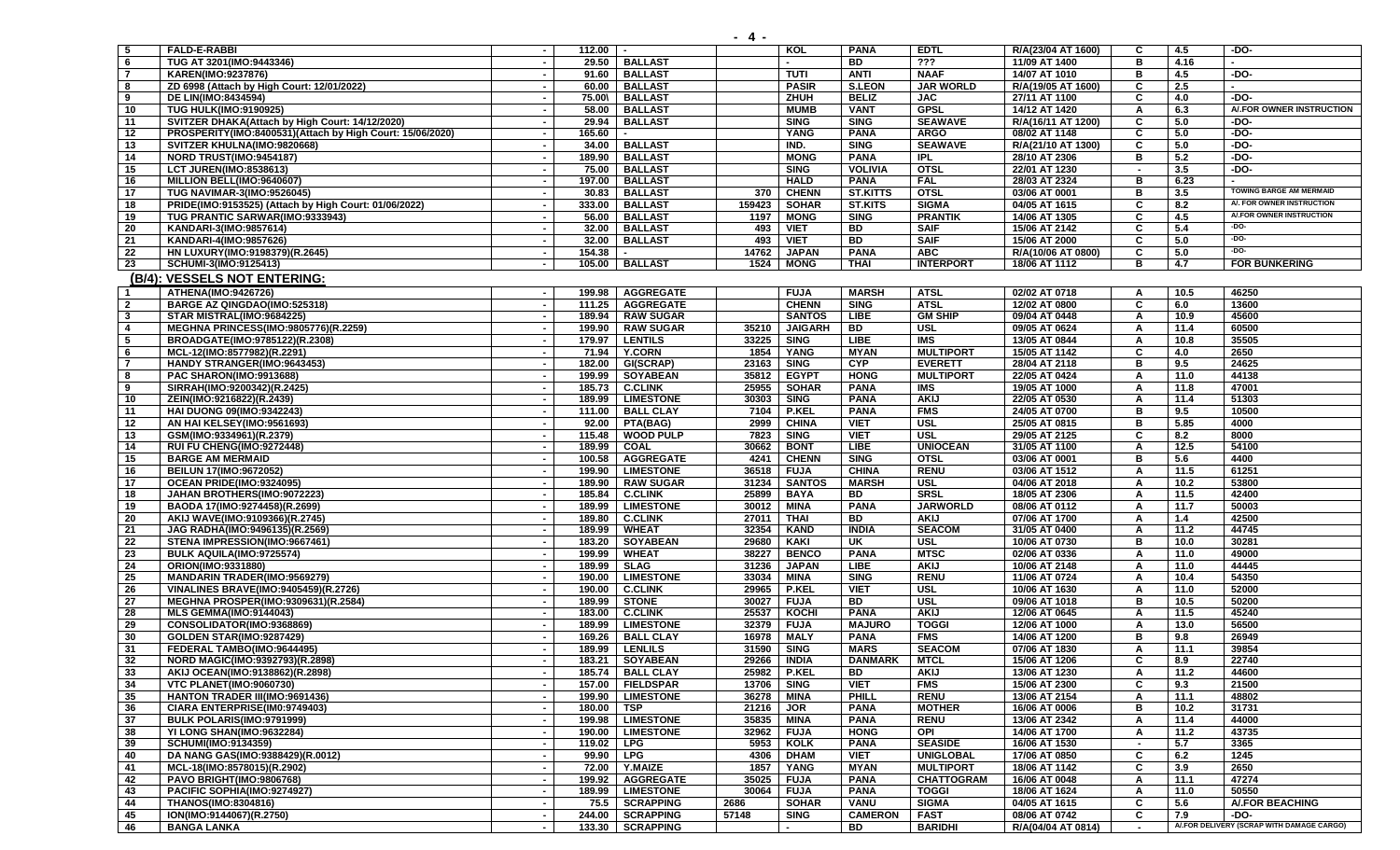| 5 | FALD-E-RABBI | - | 112.00 | - | | KOL | PANA | EDTL | R/A(23/04 AT 1600) | C | 4.5 | -DO- |
|---|---|---|---|---|---|---|---|---|---|---|---|---|
| 6 | TUG AT 3201(IMO:9443346) | - | 29.50 | BALLAST | | - | BD | ??? | 11/09 AT 1400 | B | 4.16 | - |
| 7 | KAREN(IMO:9237876) | - | 91.60 | BALLAST | | TUTI | ANTI | NAAF | 14/07 AT 1010 | B | 4.5 | -DO- |
| 8 | ZD 6998 (Attach by High Court: 12/01/2022) | - | 60.00 | BALLAST | | PASIR | S.LEON | JAR WORLD | R/A(19/05 AT 1600) | C | 2.5 | - |
| 9 | DE LIN(IMO:8434594) | - | 75.00\ | BALLAST | | ZHUH | BELIZ | JAC | 27/11 AT 1100 | C | 4.0 | -DO- |
| 10 | TUG HULK(IMO:9190925) | - | 58.00 | BALLAST | | MUMB | VANT | GPSL | 14/12 AT 1420 | A | 6.3 | A/.FOR OWNER INSTRUCTION |
| 11 | SVITZER DHAKA(Attach by High Court: 14/12/2020) | - | 29.94 | BALLAST | | SING | SING | SEAWAVE | R/A(16/11 AT 1200) | C | 5.0 | -DO- |
| 12 | PROSPERITY(IMO:8400531)(Attach by High Court: 15/06/2020) | - | 165.60 | - | | YANG | PANA | ARGO | 08/02 AT 1148 | C | 5.0 | -DO- |
| 13 | SVITZER KHULNA(IMO:9820668) | - | 34.00 | BALLAST | | IND. | SING | SEAWAVE | R/A(21/10 AT 1300) | C | 5.0 | -DO- |
| 14 | NORD TRUST(IMO:9454187) | - | 189.90 | BALLAST | | MONG | PANA | IPL | 28/10 AT 2306 | B | 5.2 | -DO- |
| 15 | LCT JUREN(IMO:8538613) | - | 75.00 | BALLAST | | SING | VOLIVIA | OTSL | 22/01 AT 1230 | - | 3.5 | -DO- |
| 16 | MILLION BELL(IMO:9640607) | - | 197.00 | BALLAST | | HALD | PANA | FAL | 28/03 AT 2324 | B | 6.23 | - |
| 17 | TUG NAVIMAR-3(IMO:9526045) | - | 30.83 | BALLAST | 370 | CHENN | ST.KITTS | OTSL | 03/06 AT 0001 | B | 3.5 | TOWING BARGE AM MERMAID |
| 18 | PRIDE(IMO:9153525) (Attach by High Court: 01/06/2022) | - | 333.00 | BALLAST | 159423 | SOHAR | ST.KITS | SIGMA | 04/05 AT 1615 | C | 8.2 | A/. FOR OWNER INSTRUCTION |
| 19 | TUG PRANTIC SARWAR(IMO:9333943) | - | 56.00 | BALLAST | 1197 | MONG | SING | PRANTIK | 14/06 AT 1305 | C | 4.5 | A/.FOR OWNER INSTRUCTION |
| 20 | KANDARI-3(IMO:9857614) | - | 32.00 | BALLAST | 493 | VIET | BD | SAIF | 15/06 AT 2142 | C | 5.4 | -DO- |
| 21 | KANDARI-4(IMO:9857626) | - | 32.00 | BALLAST | 493 | VIET | BD | SAIF | 15/06 AT 2000 | C | 5.0 | -DO- |
| 22 | HN LUXURY(IMO:9198379)(R.2645) | - | 154.38 | - | 14762 | JAPAN | PANA | ABC | R/A(10/06 AT 0800) | C | 5.0 | -DO- |
| 23 | SCHUMI-3(IMO:9125413) | - | 105.00 | BALLAST | 1524 | MONG | THAI | INTERPORT | 18/06 AT 1112 | B | 4.7 | FOR BUNKERING |

## (B/4): VESSELS NOT ENTERING:

| 1 | ATHENA(IMO:9426726) | - | 199.98 | AGGREGATE | | FUJA | MARSH | ATSL | 02/02 AT 0718 | A | 10.5 | 46250 |
|---|---|---|---|---|---|---|---|---|---|---|---|---|
| 2 | BARGE AZ QINGDAO(IMO:525318) | - | 111.25 | AGGREGATE | | CHENN | SING | ATSL | 12/02 AT 0800 | C | 6.0 | 13600 |
| 3 | STAR MISTRAL(IMO:9684225) | - | 189.94 | RAW SUGAR | | SANTOS | LIBE | GM SHIP | 09/04 AT 0448 | A | 10.9 | 45600 |
| 4 | MEGHNA PRINCESS(IMO:9805776)(R.2259) | - | 199.90 | RAW SUGAR | 35210 | JAIGARH | BD | USL | 09/05 AT 0624 | A | 11.4 | 60500 |
| 5 | BROADGATE(IMO:9785122)(R.2308) | - | 179.97 | LENTILS | 33225 | SING | LIBE | IMS | 13/05 AT 0844 | A | 10.8 | 35505 |
| 6 | MCL-12(IMO:8577982)(R.2291) | - | 71.94 | Y.CORN | 1854 | YANG | MYAN | MULTIPORT | 15/05 AT 1142 | C | 4.0 | 2650 |
| 7 | HANDY STRANGER(IMO:9643453) | - | 182.00 | GI(SCRAP) | 23163 | SING | CYP | EVERETT | 28/04 AT 2118 | B | 9.5 | 24625 |
| 8 | PAC SHARON(IMO:9913688) | - | 199.99 | SOYABEAN | 35812 | EGYPT | HONG | MULTIPORT | 22/05 AT 0424 | A | 11.0 | 44138 |
| 9 | SIRRAH(IMO:9200342)(R.2425) | - | 185.73 | C.CLINK | 25955 | SOHAR | PANA | IMS | 19/05 AT 1000 | A | 11.8 | 47001 |
| 10 | ZEIN(IMO:9216822)(R.2439) | - | 189.99 | LIMESTONE | 30303 | SING | PANA | AKIJ | 22/05 AT 0530 | A | 11.4 | 51303 |
| 11 | HAI DUONG 09(IMO:9342243) | - | 111.00 | BALL CLAY | 7104 | P.KEL | PANA | FMS | 24/05 AT 0700 | B | 9.5 | 10500 |
| 12 | AN HAI KELSEY(IMO:9561693) | - | 92.00 | PTA(BAG) | 2999 | CHINA | VIET | USL | 25/05 AT 0815 | B | 5.85 | 4000 |
| 13 | GSM(IMO:9334961)(R.2379) | - | 115.48 | WOOD PULP | 7823 | SING | VIET | USL | 29/05 AT 2125 | C | 8.2 | 8000 |
| 14 | RUI FU CHENG(IMO:9272448) | - | 189.99 | COAL | 30662 | BONT | LIBE | UNIOCEAN | 31/05 AT 1100 | A | 12.5 | 54100 |
| 15 | BARGE AM MERMAID | - | 100.58 | AGGREGATE | 4241 | CHENN | SING | OTSL | 03/06 AT 0001 | B | 5.6 | 4400 |
| 16 | BEILUN 17(IMO:9672052) | - | 199.90 | LIMESTONE | 36518 | FUJA | CHINA | RENU | 03/06 AT 1512 | A | 11.5 | 61251 |
| 17 | OCEAN PRIDE(IMO:9324095) | - | 189.90 | RAW SUGAR | 31234 | SANTOS | MARSH | USL | 04/06 AT 2018 | A | 10.2 | 53800 |
| 18 | JAHAN BROTHERS(IMO:9072223) | - | 185.84 | C.CLINK | 25899 | BAYA | BD | SRSL | 18/05 AT 2306 | A | 11.5 | 42400 |
| 19 | BAODA 17(IMO:9274458)(R.2699) | - | 189.99 | LIMESTONE | 30012 | MINA | PANA | JARWORLD | 08/06 AT 0112 | A | 11.7 | 50003 |
| 20 | AKIJ WAVE(IMO:9109366)(R.2745) | - | 189.80 | C.CLINK | 27011 | THAI | BD | AKIJ | 07/06 AT 1700 | A | 1.4 | 42500 |
| 21 | JAG RADHA(IMO:9496135)(R.2569) | - | 189.99 | WHEAT | 32354 | KAND | INDIA | SEACOM | 31/05 AT 0400 | A | 11.2 | 44745 |
| 22 | STENA IMPRESSION(IMO:9667461) | - | 183.20 | SOYABEAN | 29680 | KAKI | UK | USL | 10/06 AT 0730 | B | 10.0 | 30281 |
| 23 | BULK AQUILA(IMO:9725574) | - | 199.99 | WHEAT | 38227 | BENCO | PANA | MTSC | 02/06 AT 0336 | A | 11.0 | 49000 |
| 24 | ORION(IMO:9331880) | - | 189.99 | SLAG | 31236 | JAPAN | LIBE | AKIJ | 10/06 AT 2148 | A | 11.0 | 44445 |
| 25 | MANDARIN TRADER(IMO:9569279) | - | 190.00 | LIMESTONE | 33034 | MINA | SING | RENU | 11/06 AT 0724 | A | 10.4 | 54350 |
| 26 | VINALINES BRAVE(IMO:9405459)(R.2726) | - | 190.00 | C.CLINK | 29965 | P.KEL | VIET | USL | 10/06 AT 1630 | A | 11.0 | 52000 |
| 27 | MEGHNA PROSPER(IMO:9309631)(R.2584) | - | 189.99 | STONE | 30027 | FUJA | BD | USL | 09/06 AT 1018 | B | 10.5 | 50200 |
| 28 | MLS GEMMA(IMO:9144043) | - | 183.00 | C.CLINK | 25537 | KOCHI | PANA | AKIJ | 12/06 AT 0645 | A | 11.5 | 45240 |
| 29 | CONSOLIDATOR(IMO:9368869) | - | 189.99 | LIMESTONE | 32379 | FUJA | MAJURO | TOGGI | 12/06 AT 1000 | A | 13.0 | 56500 |
| 30 | GOLDEN STAR(IMO:9287429) | - | 169.26 | BALL CLAY | 16978 | MALY | PANA | FMS | 14/06 AT 1200 | B | 9.8 | 26949 |
| 31 | FEDERAL TAMBO(IMO:9644495) | - | 189.99 | LENLILS | 31590 | SING | MARS | SEACOM | 07/06 AT 1830 | A | 11.1 | 39854 |
| 32 | NORD MAGIC(IMO:9392793)(R.2898) | - | 183.21 | SOYABEAN | 29266 | INDIA | DANMARK | MTCL | 15/06 AT 1206 | C | 8.9 | 22740 |
| 33 | AKIJ OCEAN(IMO:9138862)(R.2898) | - | 185.74 | BALL CLAY | 25982 | P.KEL | BD | AKIJ | 13/06 AT 1230 | A | 11.2 | 44600 |
| 34 | VTC PLANET(IMO:9060730) | - | 157.00 | FIELDSPAR | 13706 | SING | VIET | FMS | 15/06 AT 2300 | C | 9.3 | 21500 |
| 35 | HANTON TRADER III(IMO:9691436) | - | 199.90 | LIMESTONE | 36278 | MINA | PHILL | RENU | 13/06 AT 2154 | A | 11.1 | 48802 |
| 36 | CIARA ENTERPRISE(IM0:9749403) | - | 180.00 | TSP | 21216 | JOR | PANA | MOTHER | 16/06 AT 0006 | B | 10.2 | 31731 |
| 37 | BULK POLARIS(IMO:9791999) | - | 199.98 | LIMESTONE | 35835 | MINA | PANA | RENU | 13/06 AT 2342 | A | 11.4 | 44000 |
| 38 | YI LONG SHAN(IMO:9632284) | - | 190.00 | LIMESTONE | 32962 | FUJA | HONG | OPI | 14/06 AT 1700 | A | 11.2 | 43735 |
| 39 | SCHUMI(IMO:9134359) | - | 119.02 | LPG | 5953 | KOLK | PANA | SEASIDE | 16/06 AT 1530 | - | 5.7 | 3365 |
| 40 | DA NANG GAS(IMO:9388429)(R.0012) | - | 99.90 | LPG | 4306 | DHAM | VIET | UNIGLOBAL | 17/06 AT 0850 | C | 6.2 | 1245 |
| 41 | MCL-18(IMO:8578015)(R.2902) | - | 72.00 | Y.MAIZE | 1857 | YANG | MYAN | MULTIPORT | 18/06 AT 1142 | C | 3.9 | 2650 |
| 42 | PAVO BRIGHT(IMO:9806768) | - | 199.92 | AGGREGATE | 35025 | FUJA | PANA | CHATTOGRAM | 16/06 AT 0048 | A | 11.1 | 47274 |
| 43 | PACIFIC SOPHIA(IMO:9274927) | - | 189.99 | LIMESTONE | 30064 | FUJA | PANA | TOGGI | 18/06 AT 1624 | A | 11.0 | 50550 |
| 44 | THANOS(IMO:8304816) | - | 75.5 | SCRAPPING | 2686 | SOHAR | VANU | SIGMA | 04/05 AT 1615 | C | 5.6 | A/.FOR BEACHING |
| 45 | ION(IMO:9144067)(R.2750) | - | 244.00 | SCRAPPING | 57148 | SING | CAMERON | FAST | 08/06 AT 0742 | C | 7.9 | -DO- |
| 46 | BANGA LANKA | - | 133.30 | SCRAPPING | | - | BD | BARIDHI | R/A(04/04 AT 0814) | - | | A/.FOR DELIVERY (SCRAP WITH DAMAGE CARGO) |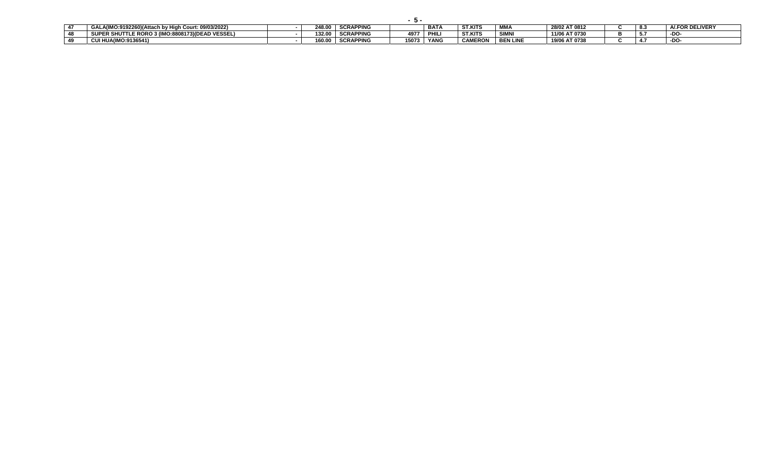| | | | | | | | | | | | | | |
|---|---|---|---|---|---|---|---|---|---|---|---|---|---|
| 47 | GALA(IMO:9192260)(Attach by High Court: 09/03/2022) | - | 248.00 | SCRAPPING | | BATA | ST.KITS | MMA | 28/02 AT 0812 | C | 8.3 | A/.FOR DELIVERY |
| 48 | SUPER SHUTTLE RORO 3 (IMO:8808173)(DEAD VESSEL) | - | 132.00 | SCRAPPING | 4977 | PHILI | ST.KITS | SIMNI | 11/06 AT 0730 | B | 5.7 | -DO- |
| 49 | CUI HUA(IMO:9136541) | - | 160.00 | SCRAPPING | 15073 | YANG | CAMERON | BEN LINE | 19/06 AT 0738 | C | 4.7 | -DO- |